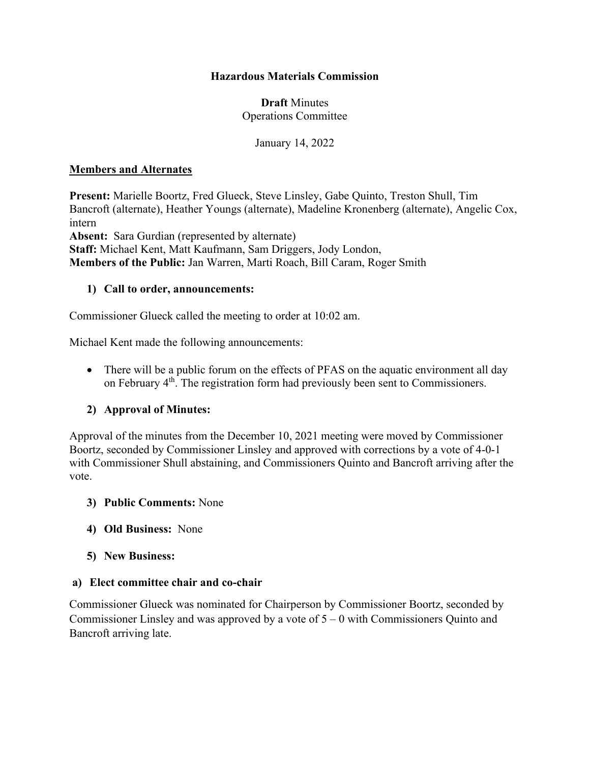**Hazardous Materials Commission**

**Draft** Minutes
Operations Committee

January 14, 2022

**Members and Alternates**

**Present:** Marielle Boortz, Fred Glueck, Steve Linsley, Gabe Quinto, Treston Shull, Tim Bancroft (alternate), Heather Youngs (alternate), Madeline Kronenberg (alternate), Angelic Cox, intern
**Absent:** Sara Gurdian (represented by alternate)
**Staff:** Michael Kent, Matt Kaufmann, Sam Driggers, Jody London,
**Members of the Public:** Jan Warren, Marti Roach, Bill Caram, Roger Smith

1) **Call to order, announcements:**

Commissioner Glueck called the meeting to order at 10:02 am.

Michael Kent made the following announcements:

- There will be a public forum on the effects of PFAS on the aquatic environment all day on February 4th. The registration form had previously been sent to Commissioners.

2) **Approval of Minutes:**

Approval of the minutes from the December 10, 2021 meeting were moved by Commissioner Boortz, seconded by Commissioner Linsley and approved with corrections by a vote of 4-0-1 with Commissioner Shull abstaining, and Commissioners Quinto and Bancroft arriving after the vote.

3) **Public Comments:** None

4) **Old Business:** None

5) **New Business:**

**a) Elect committee chair and co-chair**

Commissioner Glueck was nominated for Chairperson by Commissioner Boortz, seconded by Commissioner Linsley and was approved by a vote of 5 – 0 with Commissioners Quinto and Bancroft arriving late.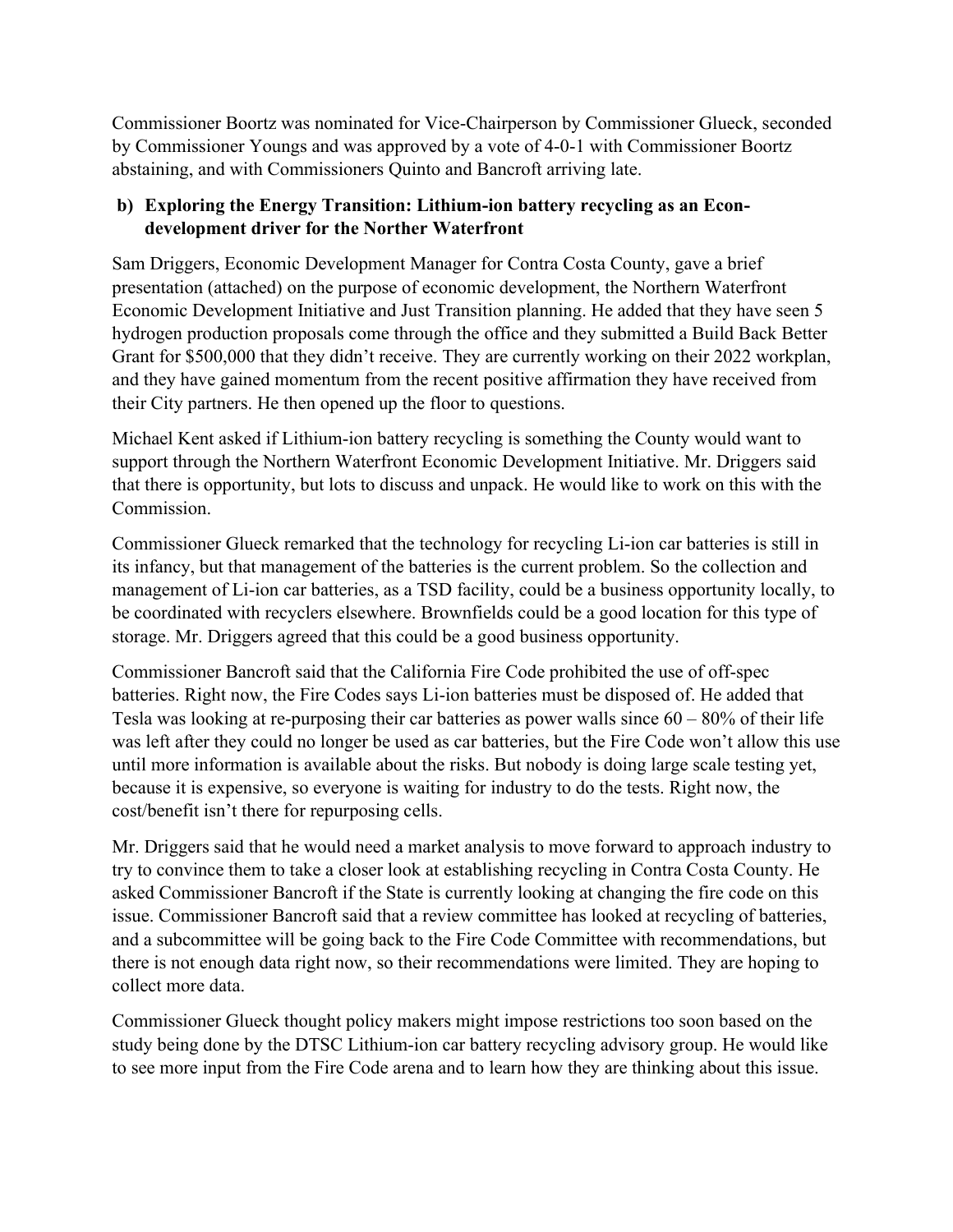Commissioner Boortz was nominated for Vice-Chairperson by Commissioner Glueck, seconded by Commissioner Youngs and was approved by a vote of 4-0-1 with Commissioner Boortz abstaining, and with Commissioners Quinto and Bancroft arriving late.

**b) Exploring the Energy Transition: Lithium-ion battery recycling as an Econ-development driver for the Norther Waterfront**

Sam Driggers, Economic Development Manager for Contra Costa County, gave a brief presentation (attached) on the purpose of economic development, the Northern Waterfront Economic Development Initiative and Just Transition planning. He added that they have seen 5 hydrogen production proposals come through the office and they submitted a Build Back Better Grant for $500,000 that they didn't receive. They are currently working on their 2022 workplan, and they have gained momentum from the recent positive affirmation they have received from their City partners. He then opened up the floor to questions.

Michael Kent asked if Lithium-ion battery recycling is something the County would want to support through the Northern Waterfront Economic Development Initiative. Mr. Driggers said that there is opportunity, but lots to discuss and unpack. He would like to work on this with the Commission.

Commissioner Glueck remarked that the technology for recycling Li-ion car batteries is still in its infancy, but that management of the batteries is the current problem. So the collection and management of Li-ion car batteries, as a TSD facility, could be a business opportunity locally, to be coordinated with recyclers elsewhere. Brownfields could be a good location for this type of storage. Mr. Driggers agreed that this could be a good business opportunity.

Commissioner Bancroft said that the California Fire Code prohibited the use of off-spec batteries. Right now, the Fire Codes says Li-ion batteries must be disposed of. He added that Tesla was looking at re-purposing their car batteries as power walls since 60 – 80% of their life was left after they could no longer be used as car batteries, but the Fire Code won't allow this use until more information is available about the risks. But nobody is doing large scale testing yet, because it is expensive, so everyone is waiting for industry to do the tests. Right now, the cost/benefit isn't there for repurposing cells.

Mr. Driggers said that he would need a market analysis to move forward to approach industry to try to convince them to take a closer look at establishing recycling in Contra Costa County. He asked Commissioner Bancroft if the State is currently looking at changing the fire code on this issue. Commissioner Bancroft said that a review committee has looked at recycling of batteries, and a subcommittee will be going back to the Fire Code Committee with recommendations, but there is not enough data right now, so their recommendations were limited. They are hoping to collect more data.

Commissioner Glueck thought policy makers might impose restrictions too soon based on the study being done by the DTSC Lithium-ion car battery recycling advisory group. He would like to see more input from the Fire Code arena and to learn how they are thinking about this issue.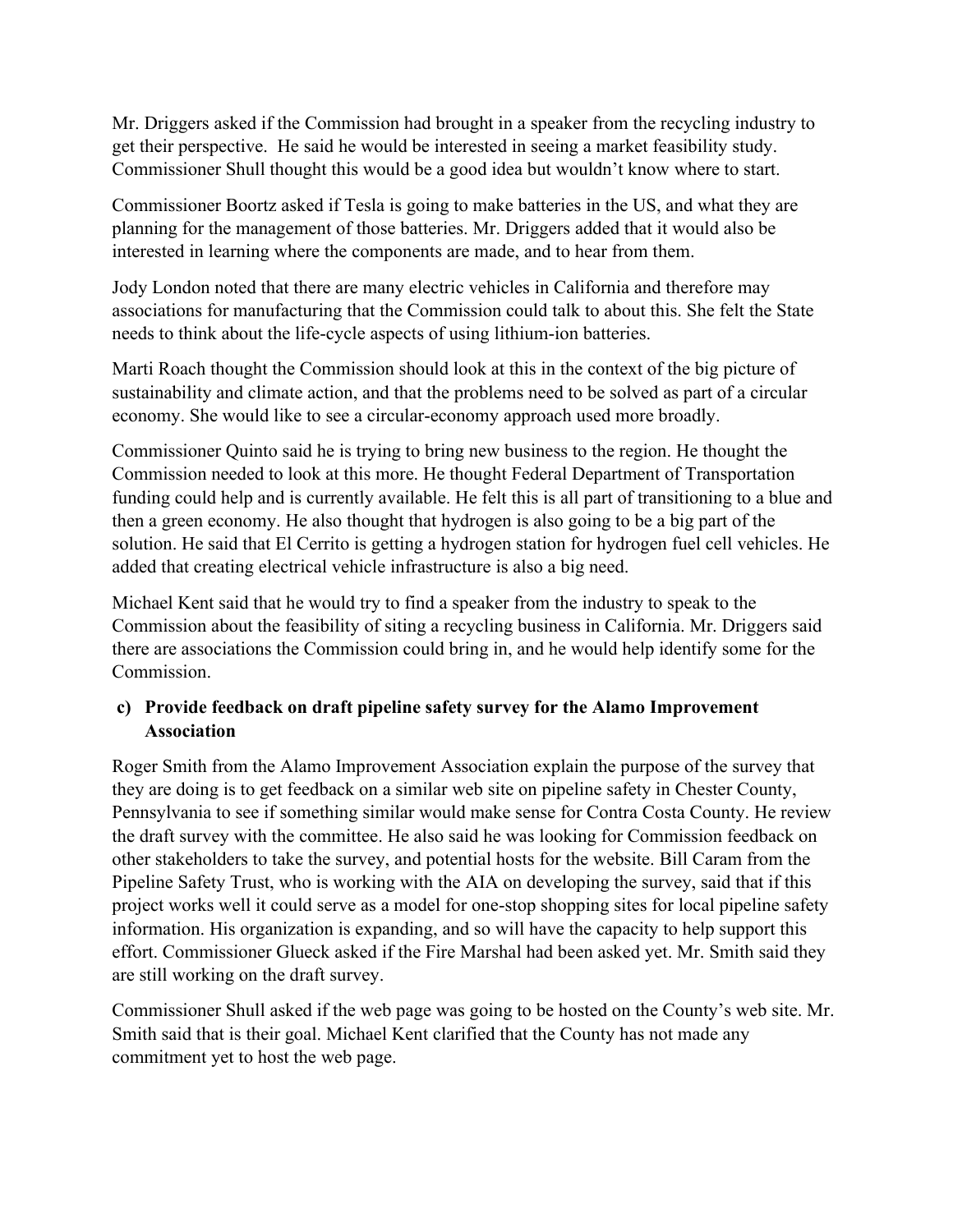Mr. Driggers asked if the Commission had brought in a speaker from the recycling industry to get their perspective. He said he would be interested in seeing a market feasibility study. Commissioner Shull thought this would be a good idea but wouldn't know where to start.

Commissioner Boortz asked if Tesla is going to make batteries in the US, and what they are planning for the management of those batteries. Mr. Driggers added that it would also be interested in learning where the components are made, and to hear from them.

Jody London noted that there are many electric vehicles in California and therefore may associations for manufacturing that the Commission could talk to about this. She felt the State needs to think about the life-cycle aspects of using lithium-ion batteries.

Marti Roach thought the Commission should look at this in the context of the big picture of sustainability and climate action, and that the problems need to be solved as part of a circular economy. She would like to see a circular-economy approach used more broadly.

Commissioner Quinto said he is trying to bring new business to the region. He thought the Commission needed to look at this more. He thought Federal Department of Transportation funding could help and is currently available. He felt this is all part of transitioning to a blue and then a green economy. He also thought that hydrogen is also going to be a big part of the solution. He said that El Cerrito is getting a hydrogen station for hydrogen fuel cell vehicles. He added that creating electrical vehicle infrastructure is also a big need.

Michael Kent said that he would try to find a speaker from the industry to speak to the Commission about the feasibility of siting a recycling business in California. Mr. Driggers said there are associations the Commission could bring in, and he would help identify some for the Commission.

**c) Provide feedback on draft pipeline safety survey for the Alamo Improvement Association**

Roger Smith from the Alamo Improvement Association explain the purpose of the survey that they are doing is to get feedback on a similar web site on pipeline safety in Chester County, Pennsylvania to see if something similar would make sense for Contra Costa County. He review the draft survey with the committee. He also said he was looking for Commission feedback on other stakeholders to take the survey, and potential hosts for the website. Bill Caram from the Pipeline Safety Trust, who is working with the AIA on developing the survey, said that if this project works well it could serve as a model for one-stop shopping sites for local pipeline safety information. His organization is expanding, and so will have the capacity to help support this effort. Commissioner Glueck asked if the Fire Marshal had been asked yet. Mr. Smith said they are still working on the draft survey.

Commissioner Shull asked if the web page was going to be hosted on the County's web site. Mr. Smith said that is their goal. Michael Kent clarified that the County has not made any commitment yet to host the web page.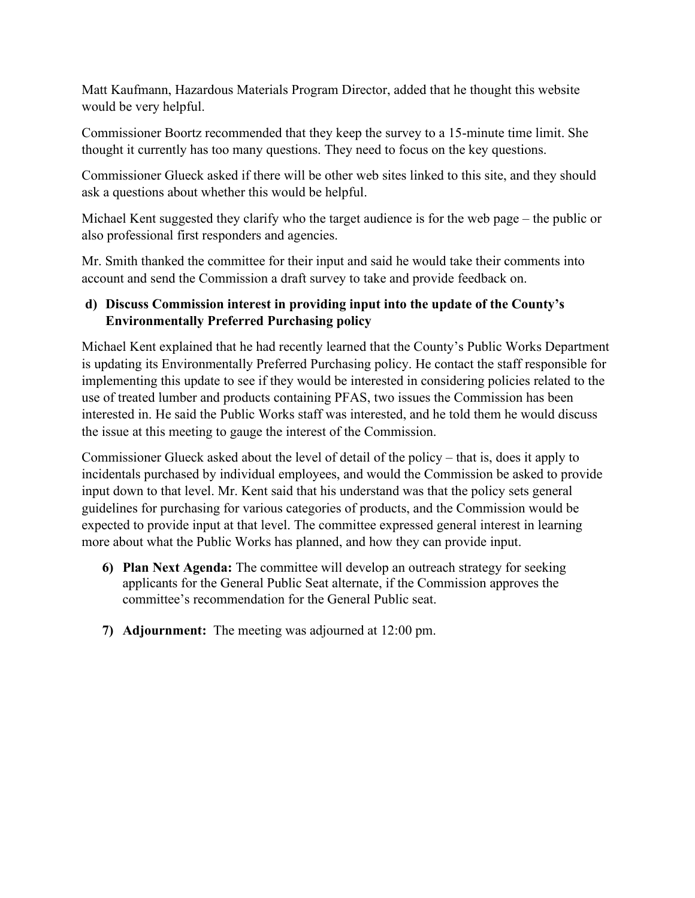Matt Kaufmann, Hazardous Materials Program Director, added that he thought this website would be very helpful.

Commissioner Boortz recommended that they keep the survey to a 15-minute time limit. She thought it currently has too many questions. They need to focus on the key questions.

Commissioner Glueck asked if there will be other web sites linked to this site, and they should ask a questions about whether this would be helpful.

Michael Kent suggested they clarify who the target audience is for the web page – the public or also professional first responders and agencies.

Mr. Smith thanked the committee for their input and said he would take their comments into account and send the Commission a draft survey to take and provide feedback on.

**d) Discuss Commission interest in providing input into the update of the County's Environmentally Preferred Purchasing policy**

Michael Kent explained that he had recently learned that the County's Public Works Department is updating its Environmentally Preferred Purchasing policy. He contact the staff responsible for implementing this update to see if they would be interested in considering policies related to the use of treated lumber and products containing PFAS, two issues the Commission has been interested in. He said the Public Works staff was interested, and he told them he would discuss the issue at this meeting to gauge the interest of the Commission.

Commissioner Glueck asked about the level of detail of the policy – that is, does it apply to incidentals purchased by individual employees, and would the Commission be asked to provide input down to that level. Mr. Kent said that his understand was that the policy sets general guidelines for purchasing for various categories of products, and the Commission would be expected to provide input at that level. The committee expressed general interest in learning more about what the Public Works has planned, and how they can provide input.

6) **Plan Next Agenda:** The committee will develop an outreach strategy for seeking applicants for the General Public Seat alternate, if the Commission approves the committee's recommendation for the General Public seat.

7) **Adjournment:** The meeting was adjourned at 12:00 pm.